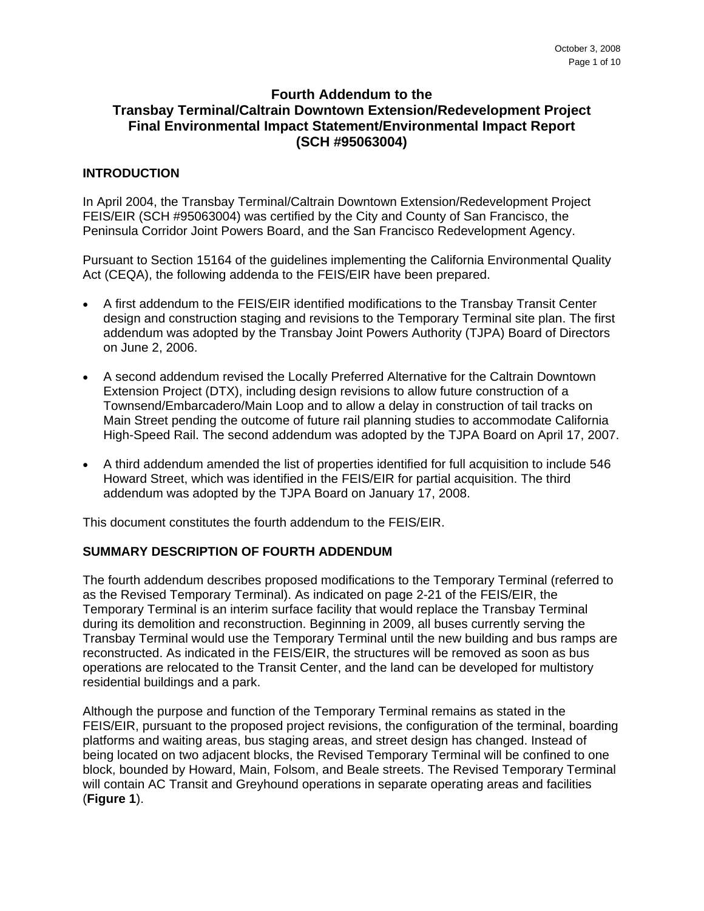# Fourth Addendum to the Transbay Terminal/Caltrain Downtown Extension/Redevelopment Project Final Environmental Impact Statement/Environmental Impact Report (SCH #95063004)

## INTRODUCTION

In April 2004, the Transbay Terminal/Caltrain Downtown Extension/Redevelopment Project FEIS/EIR (SCH #95063004) was certified by the City and County of San Francisco, the Peninsula Corridor Joint Powers Board, and the San Francisco Redevelopment Agency.

Pursuant to Section 15164 of the guidelines implementing the California Environmental Quality Act (CEQA), the following addenda to the FEIS/EIR have been prepared.

- A first addendum to the FEIS/EIR identified modifications to the Transbay Transit Center design and construction staging and revisions to the Temporary Terminal site plan. The first addendum was adopted by the Transbay Joint Powers Authority (TJPA) Board of Directors on June 2, 2006.
- A second addendum revised the Locally Preferred Alternative for the Caltrain Downtown Extension Project (DTX), including design revisions to allow future construction of a Townsend/Embarcadero/Main Loop and to allow a delay in construction of tail tracks on Main Street pending the outcome of future rail planning studies to accommodate California High-Speed Rail. The second addendum was adopted by the TJPA Board on April 17, 2007.
- A third addendum amended the list of properties identified for full acquisition to include 546 Howard Street, which was identified in the FEIS/EIR for partial acquisition. The third addendum was adopted by the TJPA Board on January 17, 2008.

This document constitutes the fourth addendum to the FEIS/EIR.

## SUMMARY DESCRIPTION OF FOURTH ADDENDUM

The fourth addendum describes proposed modifications to the Temporary Terminal (referred to as the Revised Temporary Terminal). As indicated on page 2-21 of the FEIS/EIR, the Temporary Terminal is an interim surface facility that would replace the Transbay Terminal during its demolition and reconstruction. Beginning in 2009, all buses currently serving the Transbay Terminal would use the Temporary Terminal until the new building and bus ramps are reconstructed. As indicated in the FEIS/EIR, the structures will be removed as soon as bus operations are relocated to the Transit Center, and the land can be developed for multistory residential buildings and a park.

Although the purpose and function of the Temporary Terminal remains as stated in the FEIS/EIR, pursuant to the proposed project revisions, the configuration of the terminal, boarding platforms and waiting areas, bus staging areas, and street design has changed. Instead of being located on two adjacent blocks, the Revised Temporary Terminal will be confined to one block, bounded by Howard, Main, Folsom, and Beale streets. The Revised Temporary Terminal will contain AC Transit and Greyhound operations in separate operating areas and facilities (**Figure 1**).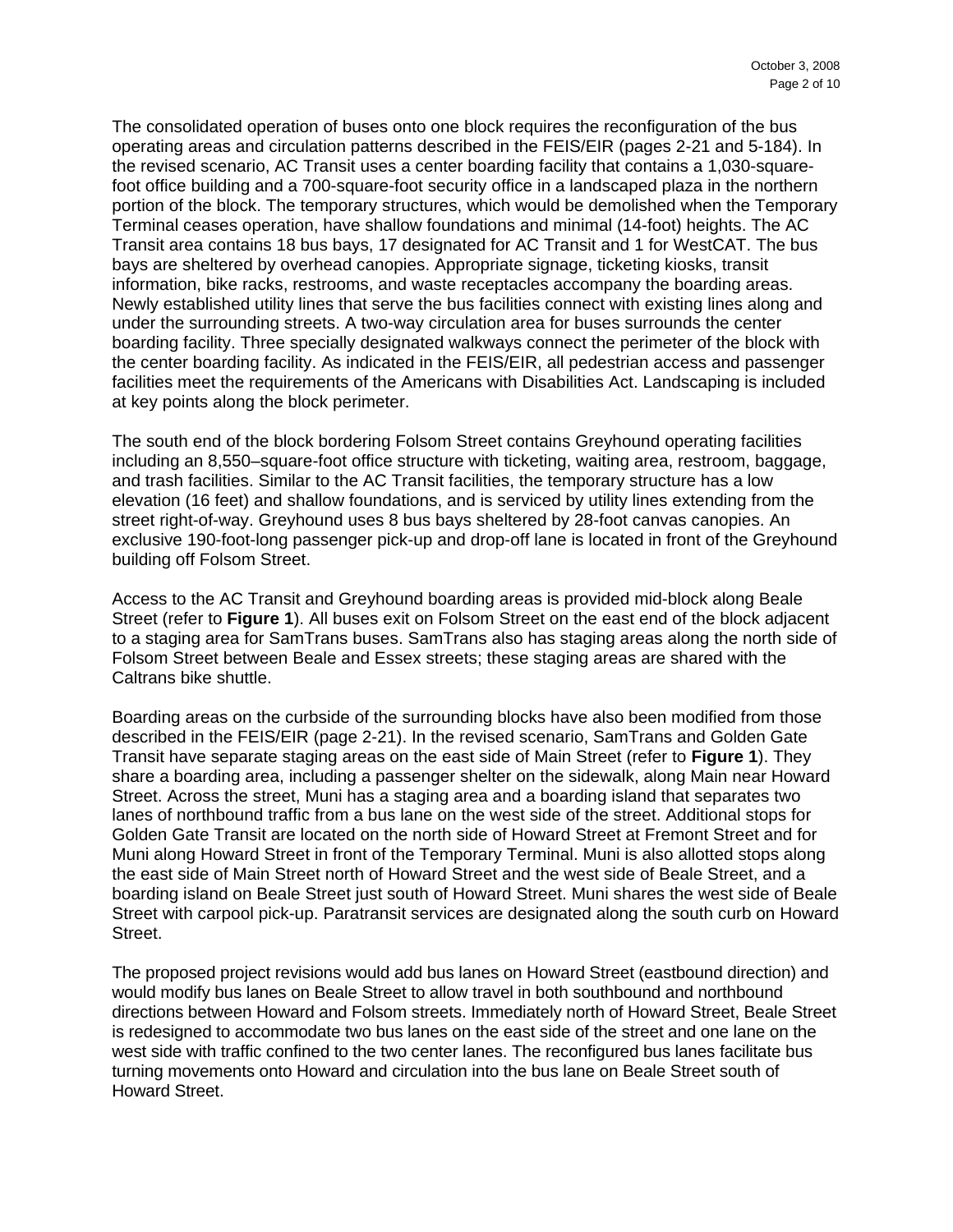The consolidated operation of buses onto one block requires the reconfiguration of the bus operating areas and circulation patterns described in the FEIS/EIR (pages 2-21 and 5-184). In the revised scenario, AC Transit uses a center boarding facility that contains a 1,030-square-foot office building and a 700-square-foot security office in a landscaped plaza in the northern portion of the block. The temporary structures, which would be demolished when the Temporary Terminal ceases operation, have shallow foundations and minimal (14-foot) heights. The AC Transit area contains 18 bus bays, 17 designated for AC Transit and 1 for WestCAT. The bus bays are sheltered by overhead canopies. Appropriate signage, ticketing kiosks, transit information, bike racks, restrooms, and waste receptacles accompany the boarding areas. Newly established utility lines that serve the bus facilities connect with existing lines along and under the surrounding streets. A two-way circulation area for buses surrounds the center boarding facility. Three specially designated walkways connect the perimeter of the block with the center boarding facility. As indicated in the FEIS/EIR, all pedestrian access and passenger facilities meet the requirements of the Americans with Disabilities Act. Landscaping is included at key points along the block perimeter.

The south end of the block bordering Folsom Street contains Greyhound operating facilities including an 8,550–square-foot office structure with ticketing, waiting area, restroom, baggage, and trash facilities. Similar to the AC Transit facilities, the temporary structure has a low elevation (16 feet) and shallow foundations, and is serviced by utility lines extending from the street right-of-way. Greyhound uses 8 bus bays sheltered by 28-foot canvas canopies. An exclusive 190-foot-long passenger pick-up and drop-off lane is located in front of the Greyhound building off Folsom Street.

Access to the AC Transit and Greyhound boarding areas is provided mid-block along Beale Street (refer to **Figure 1**). All buses exit on Folsom Street on the east end of the block adjacent to a staging area for SamTrans buses. SamTrans also has staging areas along the north side of Folsom Street between Beale and Essex streets; these staging areas are shared with the Caltrans bike shuttle.

Boarding areas on the curbside of the surrounding blocks have also been modified from those described in the FEIS/EIR (page 2-21). In the revised scenario, SamTrans and Golden Gate Transit have separate staging areas on the east side of Main Street (refer to **Figure 1**). They share a boarding area, including a passenger shelter on the sidewalk, along Main near Howard Street. Across the street, Muni has a staging area and a boarding island that separates two lanes of northbound traffic from a bus lane on the west side of the street. Additional stops for Golden Gate Transit are located on the north side of Howard Street at Fremont Street and for Muni along Howard Street in front of the Temporary Terminal. Muni is also allotted stops along the east side of Main Street north of Howard Street and the west side of Beale Street, and a boarding island on Beale Street just south of Howard Street. Muni shares the west side of Beale Street with carpool pick-up. Paratransit services are designated along the south curb on Howard Street.

The proposed project revisions would add bus lanes on Howard Street (eastbound direction) and would modify bus lanes on Beale Street to allow travel in both southbound and northbound directions between Howard and Folsom streets. Immediately north of Howard Street, Beale Street is redesigned to accommodate two bus lanes on the east side of the street and one lane on the west side with traffic confined to the two center lanes. The reconfigured bus lanes facilitate bus turning movements onto Howard and circulation into the bus lane on Beale Street south of Howard Street.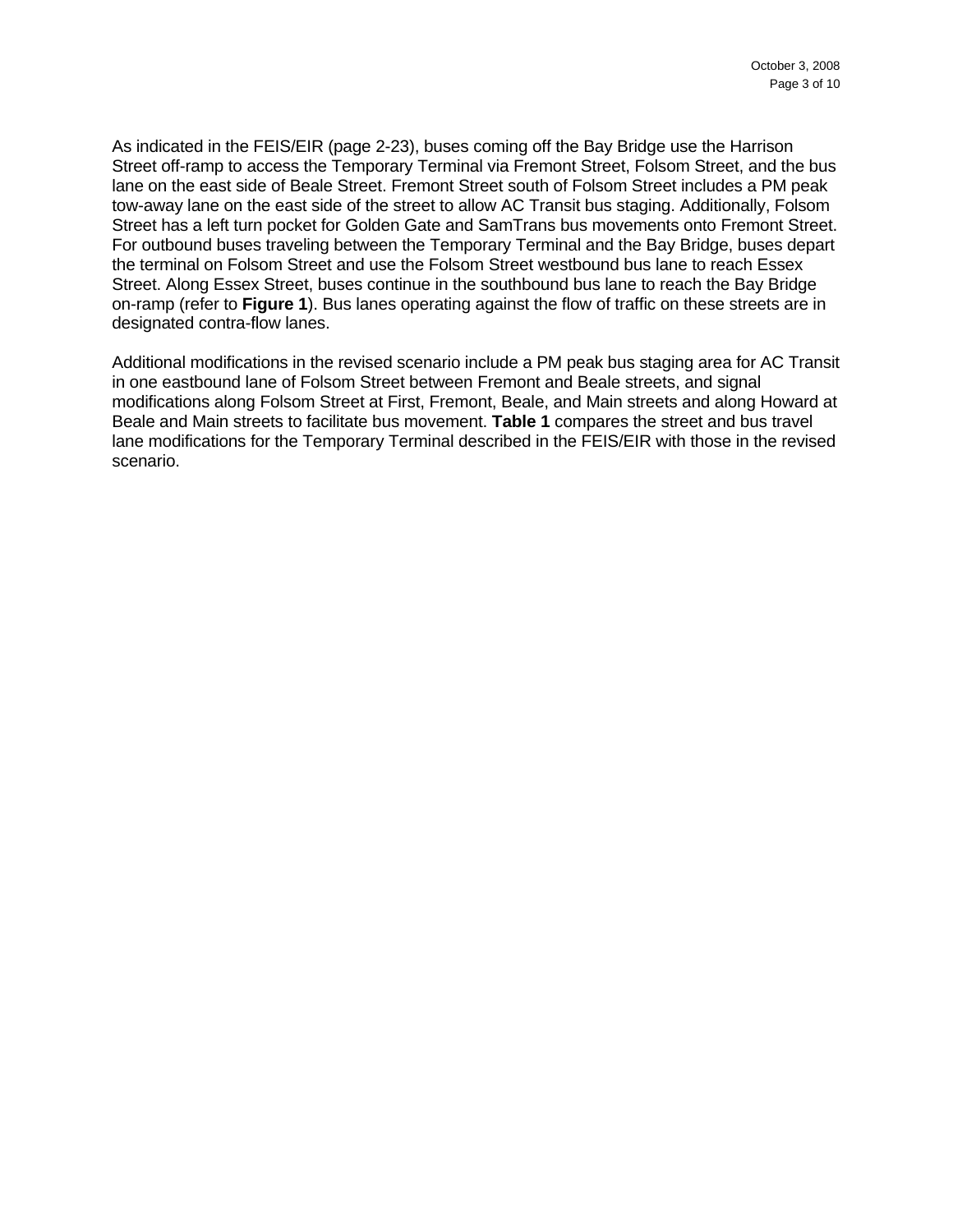As indicated in the FEIS/EIR (page 2-23), buses coming off the Bay Bridge use the Harrison Street off-ramp to access the Temporary Terminal via Fremont Street, Folsom Street, and the bus lane on the east side of Beale Street. Fremont Street south of Folsom Street includes a PM peak tow-away lane on the east side of the street to allow AC Transit bus staging. Additionally, Folsom Street has a left turn pocket for Golden Gate and SamTrans bus movements onto Fremont Street. For outbound buses traveling between the Temporary Terminal and the Bay Bridge, buses depart the terminal on Folsom Street and use the Folsom Street westbound bus lane to reach Essex Street. Along Essex Street, buses continue in the southbound bus lane to reach the Bay Bridge on-ramp (refer to **Figure 1**). Bus lanes operating against the flow of traffic on these streets are in designated contra-flow lanes.

Additional modifications in the revised scenario include a PM peak bus staging area for AC Transit in one eastbound lane of Folsom Street between Fremont and Beale streets, and signal modifications along Folsom Street at First, Fremont, Beale, and Main streets and along Howard at Beale and Main streets to facilitate bus movement. **Table 1** compares the street and bus travel lane modifications for the Temporary Terminal described in the FEIS/EIR with those in the revised scenario.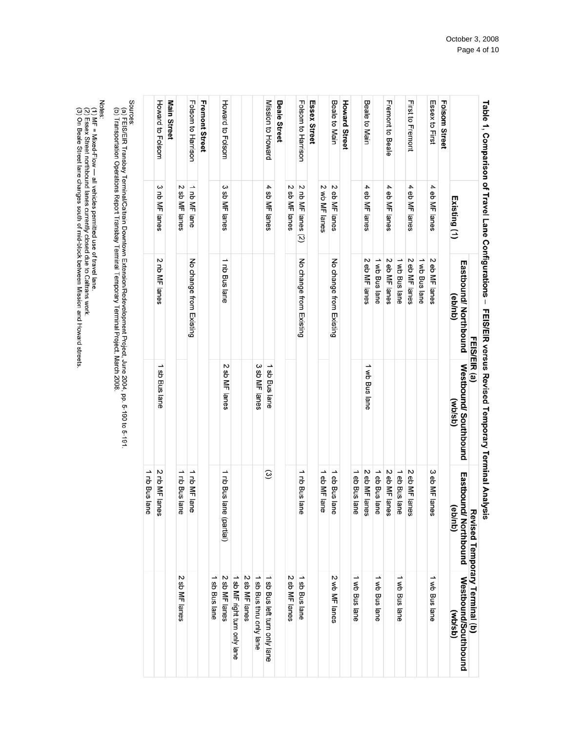**Table 1, Comparison of Travel Lane Configurations – FEIS/EIR versus Revised Temporary Terminal Analysis**

| | Existing (1) | FEIS/EIR (a) Eastbound/ Northbound (eb/nb) | FEIS/EIR (a) Westbound/ Southbound (wb/sb) | Revised Temporary Terminal (b) Eastbound/ Northbound (eb/nb) | Revised Temporary Terminal (b) Westbound/Southbound (wb/sb) |
|---|---|---|---|---|---|
| **Folsom Street** | | | | | |
| Essex to First | 4 eb MF lanes | 2 eb MF lanes<br>1 wb Bus lane | | 3 eb MF lanes | 1 wb Bus lane |
| First to Fremont | 4 eb MF lanes | 2 eb MF lanes<br>1 wb Bus lane | | 2 eb MF lanes<br>1 eb Bus lane | 1 wb Bus lane |
| Fremont to Beale | 4 eb MF lanes | 2 eb MF lanes<br>1 wb Bus lane | | 2 eb MF lanes<br>1 eb Bus lane | 1 wb Bus lane |
| Beale to Main | 4 eb MF lanes | 2 eb MF lanes | 1 wb Bus lane | 2 eb MF lanes<br>1 eb Bus lane | 1 wb Bus lane |
| **Howard Street** | | | | | |
| Beale to Main | 2 eb MF lanes<br>2 wb MF lanes | No change from Existing | | 1 eb Bus lane<br>1 eb MF lane | 2 wb MF lanes |
| **Essex Street** | | | | | |
| Folsom to Harrison | 2 nb MF lanes (2)<br>2 sb MF lanes | No change from Existing | | 1 nb Bus lane | 1 sb Bus lane<br>2 sb MF lanes |
| **Beale Street** | | | | | |
| Mission to Howard | 4 sb MF lanes | | 1 sb Bus lane<br>3 sb MF lanes | (3) | 1 sb Bus left turn only lane<br>1 sb Bus thru only lane<br>2 sb MF lanes |
| Howard to Folsom | 3 sb MF lanes | 1 nb Bus lane | 2 sb MF lanes | 1 nb Bus lane (partial) | 1 sb MF right turn only lane<br>2 sb MF lanes<br>1 sb Bus lane |
| **Fremont Street** | | | | | |
| Folsom to Harrison | 1 nb MF lane<br>2 sb MF lanes | No change from Existing | | 1 nb MF lane<br>1 nb Bus lane | 2 sb MF lanes |
| **Main Street** | | | | | |
| Howard to Folsom | 3 nb MF lanes | 2 nb MF lanes | 1 sb Bus lane | 2 nb MF lanes<br>1 nb Bus lane | |

Sources:
(a) FEIS/EIR Transbay Terminal/Caltrain Downtown Extension/Redevelopment Project, June 2004, pp. 5-190 to 5-191.
(b) Transportation Operations Report Transbay Terminal Temporary Terminal Project, March 2008.

Notes:
(1) MF = Mixed-Flow — all vehicles permitted use of travel lane.
(2) Essex Street northbound lanes currently closed due to Caltrans work.
(3) On Beale Street lane changes south of mid-block between Mission and Howard streets.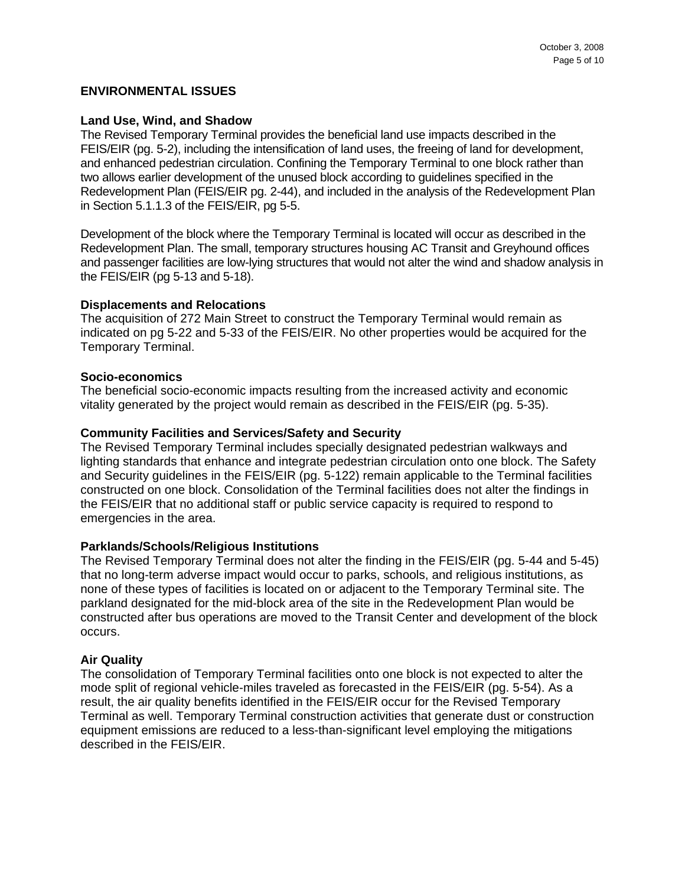## ENVIRONMENTAL ISSUES

### Land Use, Wind, and Shadow

The Revised Temporary Terminal provides the beneficial land use impacts described in the FEIS/EIR (pg. 5-2), including the intensification of land uses, the freeing of land for development, and enhanced pedestrian circulation. Confining the Temporary Terminal to one block rather than two allows earlier development of the unused block according to guidelines specified in the Redevelopment Plan (FEIS/EIR pg. 2-44), and included in the analysis of the Redevelopment Plan in Section 5.1.1.3 of the FEIS/EIR, pg 5-5.

Development of the block where the Temporary Terminal is located will occur as described in the Redevelopment Plan. The small, temporary structures housing AC Transit and Greyhound offices and passenger facilities are low-lying structures that would not alter the wind and shadow analysis in the FEIS/EIR (pg 5-13 and 5-18).

### Displacements and Relocations

The acquisition of 272 Main Street to construct the Temporary Terminal would remain as indicated on pg 5-22 and 5-33 of the FEIS/EIR. No other properties would be acquired for the Temporary Terminal.

### Socio-economics

The beneficial socio-economic impacts resulting from the increased activity and economic vitality generated by the project would remain as described in the FEIS/EIR (pg. 5-35).

### Community Facilities and Services/Safety and Security

The Revised Temporary Terminal includes specially designated pedestrian walkways and lighting standards that enhance and integrate pedestrian circulation onto one block. The Safety and Security guidelines in the FEIS/EIR (pg. 5-122) remain applicable to the Terminal facilities constructed on one block. Consolidation of the Terminal facilities does not alter the findings in the FEIS/EIR that no additional staff or public service capacity is required to respond to emergencies in the area.

### Parklands/Schools/Religious Institutions

The Revised Temporary Terminal does not alter the finding in the FEIS/EIR (pg. 5-44 and 5-45) that no long-term adverse impact would occur to parks, schools, and religious institutions, as none of these types of facilities is located on or adjacent to the Temporary Terminal site. The parkland designated for the mid-block area of the site in the Redevelopment Plan would be constructed after bus operations are moved to the Transit Center and development of the block occurs.

### Air Quality

The consolidation of Temporary Terminal facilities onto one block is not expected to alter the mode split of regional vehicle-miles traveled as forecasted in the FEIS/EIR (pg. 5-54). As a result, the air quality benefits identified in the FEIS/EIR occur for the Revised Temporary Terminal as well. Temporary Terminal construction activities that generate dust or construction equipment emissions are reduced to a less-than-significant level employing the mitigations described in the FEIS/EIR.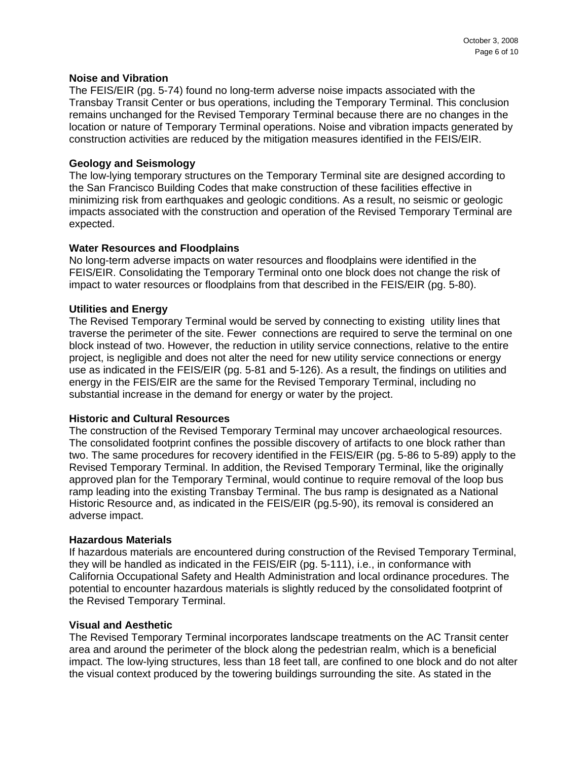**Noise and Vibration**

The FEIS/EIR (pg. 5-74) found no long-term adverse noise impacts associated with the Transbay Transit Center or bus operations, including the Temporary Terminal. This conclusion remains unchanged for the Revised Temporary Terminal because there are no changes in the location or nature of Temporary Terminal operations. Noise and vibration impacts generated by construction activities are reduced by the mitigation measures identified in the FEIS/EIR.

**Geology and Seismology**

The low-lying temporary structures on the Temporary Terminal site are designed according to the San Francisco Building Codes that make construction of these facilities effective in minimizing risk from earthquakes and geologic conditions. As a result, no seismic or geologic impacts associated with the construction and operation of the Revised Temporary Terminal are expected.

**Water Resources and Floodplains**

No long-term adverse impacts on water resources and floodplains were identified in the FEIS/EIR. Consolidating the Temporary Terminal onto one block does not change the risk of impact to water resources or floodplains from that described in the FEIS/EIR (pg. 5-80).

**Utilities and Energy**

The Revised Temporary Terminal would be served by connecting to existing utility lines that traverse the perimeter of the site. Fewer connections are required to serve the terminal on one block instead of two. However, the reduction in utility service connections, relative to the entire project, is negligible and does not alter the need for new utility service connections or energy use as indicated in the FEIS/EIR (pg. 5-81 and 5-126). As a result, the findings on utilities and energy in the FEIS/EIR are the same for the Revised Temporary Terminal, including no substantial increase in the demand for energy or water by the project.

**Historic and Cultural Resources**

The construction of the Revised Temporary Terminal may uncover archaeological resources. The consolidated footprint confines the possible discovery of artifacts to one block rather than two. The same procedures for recovery identified in the FEIS/EIR (pg. 5-86 to 5-89) apply to the Revised Temporary Terminal. In addition, the Revised Temporary Terminal, like the originally approved plan for the Temporary Terminal, would continue to require removal of the loop bus ramp leading into the existing Transbay Terminal. The bus ramp is designated as a National Historic Resource and, as indicated in the FEIS/EIR (pg.5-90), its removal is considered an adverse impact.

**Hazardous Materials**

If hazardous materials are encountered during construction of the Revised Temporary Terminal, they will be handled as indicated in the FEIS/EIR (pg. 5-111), i.e., in conformance with California Occupational Safety and Health Administration and local ordinance procedures. The potential to encounter hazardous materials is slightly reduced by the consolidated footprint of the Revised Temporary Terminal.

**Visual and Aesthetic**

The Revised Temporary Terminal incorporates landscape treatments on the AC Transit center area and around the perimeter of the block along the pedestrian realm, which is a beneficial impact. The low-lying structures, less than 18 feet tall, are confined to one block and do not alter the visual context produced by the towering buildings surrounding the site. As stated in the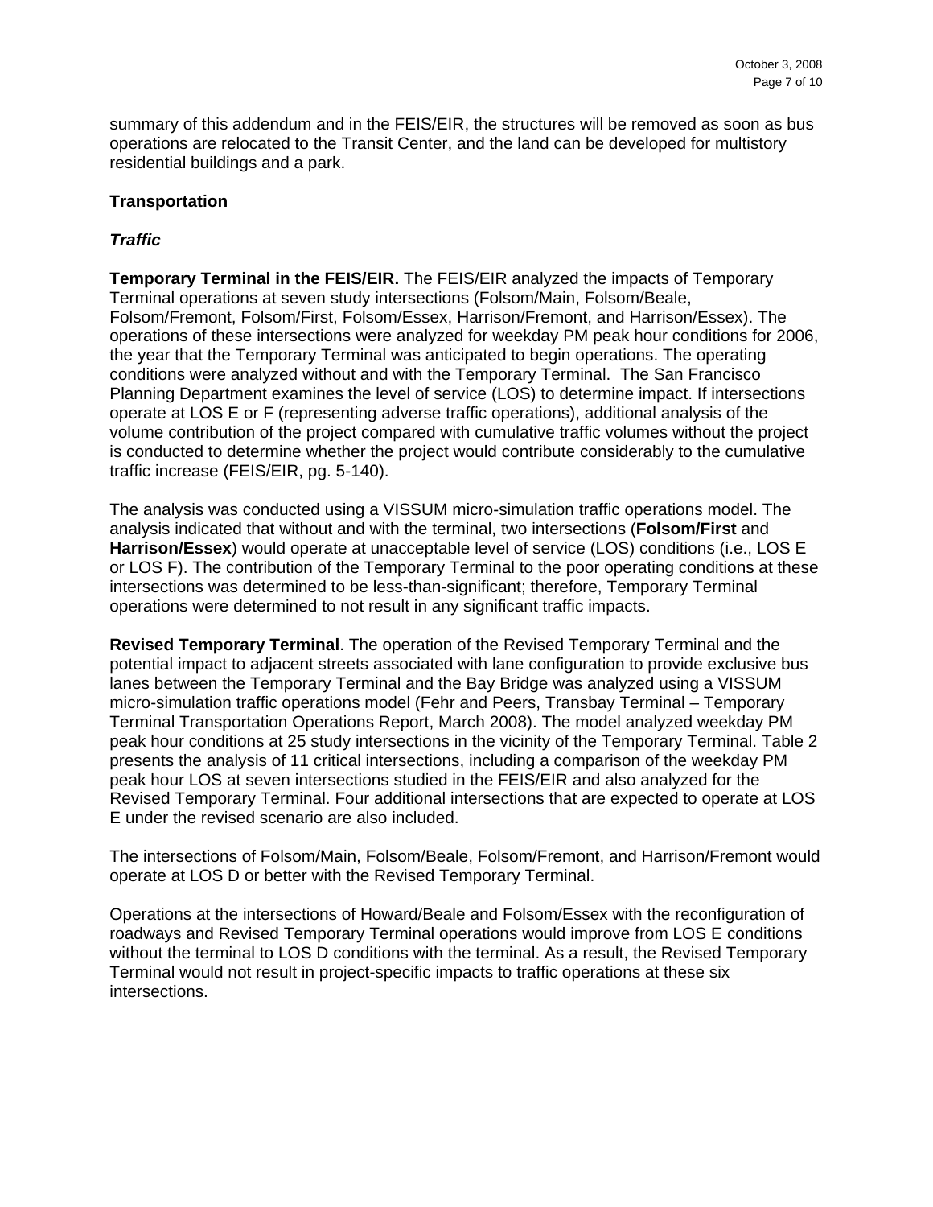summary of this addendum and in the FEIS/EIR, the structures will be removed as soon as bus operations are relocated to the Transit Center, and the land can be developed for multistory residential buildings and a park.

## Transportation

### *Traffic*

**Temporary Terminal in the FEIS/EIR.** The FEIS/EIR analyzed the impacts of Temporary Terminal operations at seven study intersections (Folsom/Main, Folsom/Beale, Folsom/Fremont, Folsom/First, Folsom/Essex, Harrison/Fremont, and Harrison/Essex). The operations of these intersections were analyzed for weekday PM peak hour conditions for 2006, the year that the Temporary Terminal was anticipated to begin operations. The operating conditions were analyzed without and with the Temporary Terminal. The San Francisco Planning Department examines the level of service (LOS) to determine impact. If intersections operate at LOS E or F (representing adverse traffic operations), additional analysis of the volume contribution of the project compared with cumulative traffic volumes without the project is conducted to determine whether the project would contribute considerably to the cumulative traffic increase (FEIS/EIR, pg. 5-140).

The analysis was conducted using a VISSUM micro-simulation traffic operations model. The analysis indicated that without and with the terminal, two intersections (**Folsom/First** and **Harrison/Essex**) would operate at unacceptable level of service (LOS) conditions (i.e., LOS E or LOS F). The contribution of the Temporary Terminal to the poor operating conditions at these intersections was determined to be less-than-significant; therefore, Temporary Terminal operations were determined to not result in any significant traffic impacts.

**Revised Temporary Terminal**. The operation of the Revised Temporary Terminal and the potential impact to adjacent streets associated with lane configuration to provide exclusive bus lanes between the Temporary Terminal and the Bay Bridge was analyzed using a VISSUM micro-simulation traffic operations model (Fehr and Peers, Transbay Terminal – Temporary Terminal Transportation Operations Report, March 2008). The model analyzed weekday PM peak hour conditions at 25 study intersections in the vicinity of the Temporary Terminal. Table 2 presents the analysis of 11 critical intersections, including a comparison of the weekday PM peak hour LOS at seven intersections studied in the FEIS/EIR and also analyzed for the Revised Temporary Terminal. Four additional intersections that are expected to operate at LOS E under the revised scenario are also included.

The intersections of Folsom/Main, Folsom/Beale, Folsom/Fremont, and Harrison/Fremont would operate at LOS D or better with the Revised Temporary Terminal.

Operations at the intersections of Howard/Beale and Folsom/Essex with the reconfiguration of roadways and Revised Temporary Terminal operations would improve from LOS E conditions without the terminal to LOS D conditions with the terminal. As a result, the Revised Temporary Terminal would not result in project-specific impacts to traffic operations at these six intersections.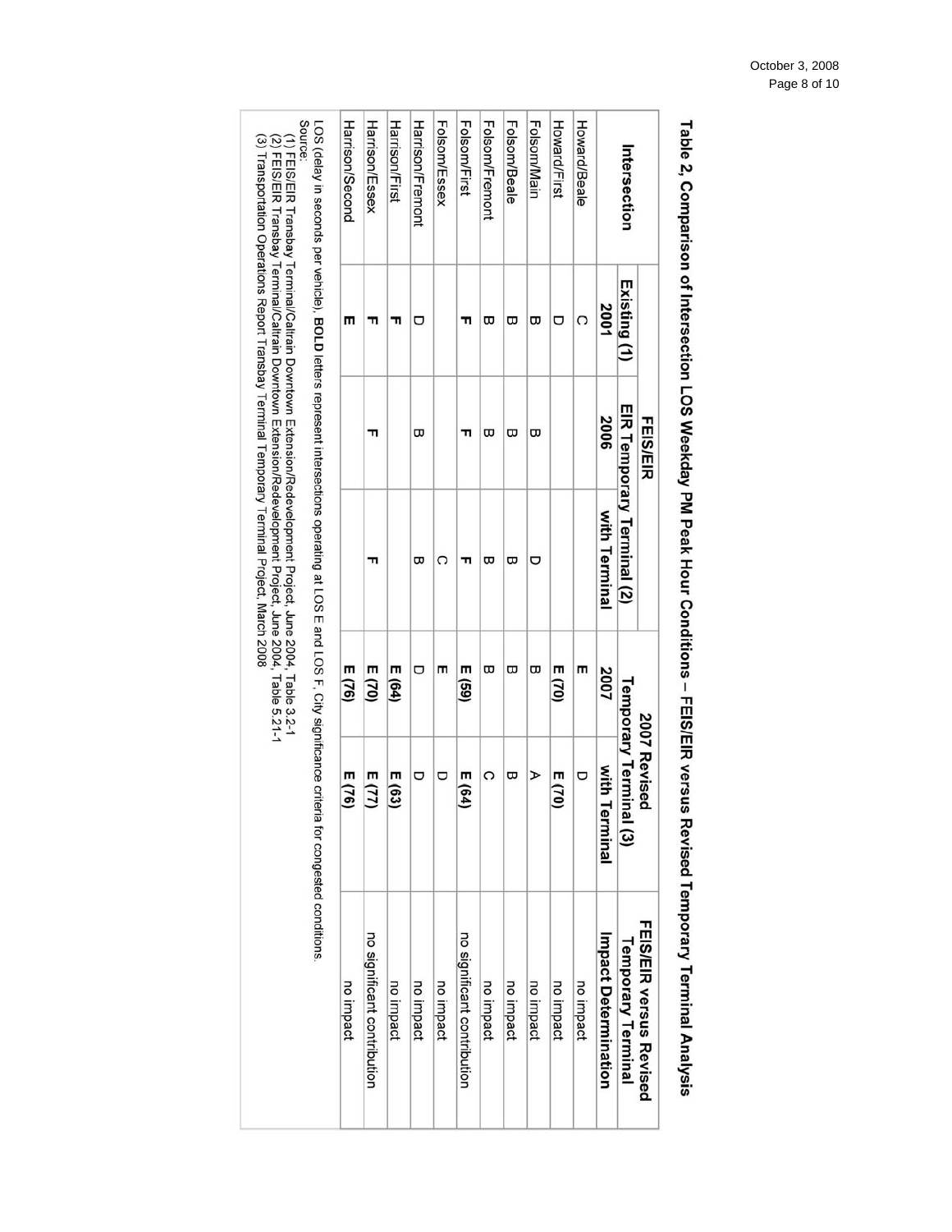**Table 2, Comparison of Intersection LOS Weekday PM Peak Hour Conditions – FEIS/EIR versus Revised Temporary Terminal Analysis**

| Intersection | FEIS/EIR | | | 2007 Revised | | FEIS/EIR versus Revised Temporary Terminal |
|---|---|---|---|---|---|---|
| | Existing (1) | EIR Temporary Terminal (2) | | Temporary Terminal (3) | | |
| | 2001 | 2006 | with Terminal | 2007 | with Terminal | Impact Determination |
| Howard/Beale | C | | | **E** | D | no impact |
| Howard/First | D | | | **E (70)** | **E (70)** | no impact |
| Folsom/Main | B | B | D | B | A | no impact |
| Folsom/Beale | B | B | B | B | B | no impact |
| Folsom/Fremont | B | B | B | B | C | no impact |
| Folsom/First | **F** | **F** | **F** | **E (59)** | **E (64)** | no significant contribution |
| Folsom/Essex | | | C | **E** | D | no impact |
| Harrison/Fremont | D | B | B | D | D | no impact |
| Harrison/First | **F** | | | **E (64)** | **E (63)** | no impact |
| Harrison/Essex | **F** | **F** | **F** | **E (70)** | **E (77)** | no significant contribution |
| Harrison/Second | **E** | | | **E (76)** | **E (76)** | no impact |

LOS (delay in seconds per vehicle). **BOLD** letters represent intersections operating at LOS E and LOS F, City significance criteria for congested conditions.

Source:

(1) FEIS/EIR Transbay Terminal/Caltrain Downtown Extension/Redevelopment Project, June 2004, Table 3.2-1

(2) FEIS/EIR Transbay Terminal/Caltrain Downtown Extension/Redevelopment Project, June 2004, Table 5.21-1

(3) Transportation Operations Report Transbay Terminal Temporary Terminal Project, March 2008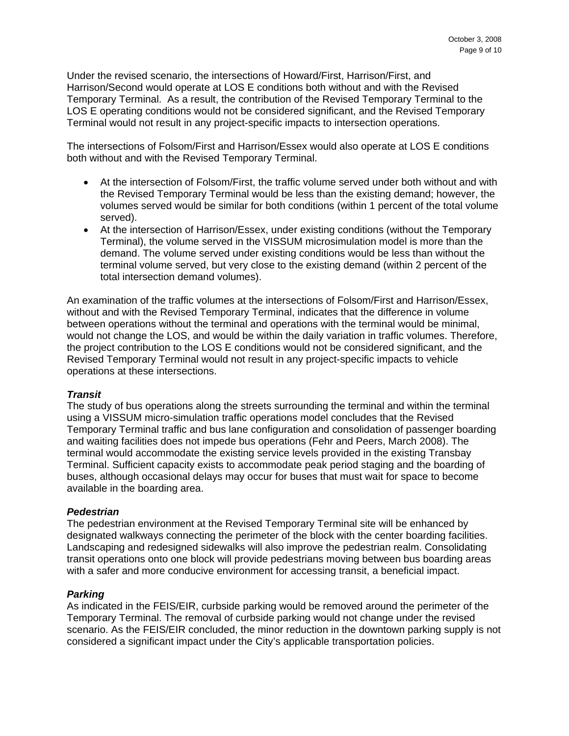Under the revised scenario, the intersections of Howard/First, Harrison/First, and Harrison/Second would operate at LOS E conditions both without and with the Revised Temporary Terminal. As a result, the contribution of the Revised Temporary Terminal to the LOS E operating conditions would not be considered significant, and the Revised Temporary Terminal would not result in any project-specific impacts to intersection operations.

The intersections of Folsom/First and Harrison/Essex would also operate at LOS E conditions both without and with the Revised Temporary Terminal.

- At the intersection of Folsom/First, the traffic volume served under both without and with the Revised Temporary Terminal would be less than the existing demand; however, the volumes served would be similar for both conditions (within 1 percent of the total volume served).
- At the intersection of Harrison/Essex, under existing conditions (without the Temporary Terminal), the volume served in the VISSUM microsimulation model is more than the demand. The volume served under existing conditions would be less than without the terminal volume served, but very close to the existing demand (within 2 percent of the total intersection demand volumes).

An examination of the traffic volumes at the intersections of Folsom/First and Harrison/Essex, without and with the Revised Temporary Terminal, indicates that the difference in volume between operations without the terminal and operations with the terminal would be minimal, would not change the LOS, and would be within the daily variation in traffic volumes. Therefore, the project contribution to the LOS E conditions would not be considered significant, and the Revised Temporary Terminal would not result in any project-specific impacts to vehicle operations at these intersections.

***Transit***

The study of bus operations along the streets surrounding the terminal and within the terminal using a VISSUM micro-simulation traffic operations model concludes that the Revised Temporary Terminal traffic and bus lane configuration and consolidation of passenger boarding and waiting facilities does not impede bus operations (Fehr and Peers, March 2008). The terminal would accommodate the existing service levels provided in the existing Transbay Terminal. Sufficient capacity exists to accommodate peak period staging and the boarding of buses, although occasional delays may occur for buses that must wait for space to become available in the boarding area.

***Pedestrian***

The pedestrian environment at the Revised Temporary Terminal site will be enhanced by designated walkways connecting the perimeter of the block with the center boarding facilities. Landscaping and redesigned sidewalks will also improve the pedestrian realm. Consolidating transit operations onto one block will provide pedestrians moving between bus boarding areas with a safer and more conducive environment for accessing transit, a beneficial impact.

***Parking***

As indicated in the FEIS/EIR, curbside parking would be removed around the perimeter of the Temporary Terminal. The removal of curbside parking would not change under the revised scenario. As the FEIS/EIR concluded, the minor reduction in the downtown parking supply is not considered a significant impact under the City's applicable transportation policies.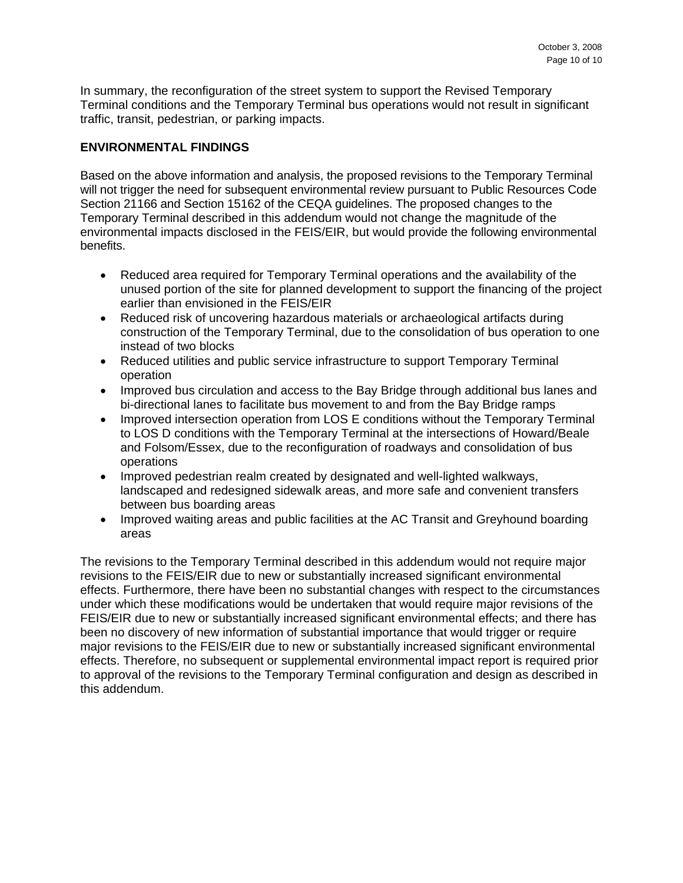In summary, the reconfiguration of the street system to support the Revised Temporary Terminal conditions and the Temporary Terminal bus operations would not result in significant traffic, transit, pedestrian, or parking impacts.

**ENVIRONMENTAL FINDINGS**

Based on the above information and analysis, the proposed revisions to the Temporary Terminal will not trigger the need for subsequent environmental review pursuant to Public Resources Code Section 21166 and Section 15162 of the CEQA guidelines. The proposed changes to the Temporary Terminal described in this addendum would not change the magnitude of the environmental impacts disclosed in the FEIS/EIR, but would provide the following environmental benefits.

- Reduced area required for Temporary Terminal operations and the availability of the unused portion of the site for planned development to support the financing of the project earlier than envisioned in the FEIS/EIR
- Reduced risk of uncovering hazardous materials or archaeological artifacts during construction of the Temporary Terminal, due to the consolidation of bus operation to one instead of two blocks
- Reduced utilities and public service infrastructure to support Temporary Terminal operation
- Improved bus circulation and access to the Bay Bridge through additional bus lanes and bi-directional lanes to facilitate bus movement to and from the Bay Bridge ramps
- Improved intersection operation from LOS E conditions without the Temporary Terminal to LOS D conditions with the Temporary Terminal at the intersections of Howard/Beale and Folsom/Essex, due to the reconfiguration of roadways and consolidation of bus operations
- Improved pedestrian realm created by designated and well-lighted walkways, landscaped and redesigned sidewalk areas, and more safe and convenient transfers between bus boarding areas
- Improved waiting areas and public facilities at the AC Transit and Greyhound boarding areas

The revisions to the Temporary Terminal described in this addendum would not require major revisions to the FEIS/EIR due to new or substantially increased significant environmental effects. Furthermore, there have been no substantial changes with respect to the circumstances under which these modifications would be undertaken that would require major revisions of the FEIS/EIR due to new or substantially increased significant environmental effects; and there has been no discovery of new information of substantial importance that would trigger or require major revisions to the FEIS/EIR due to new or substantially increased significant environmental effects. Therefore, no subsequent or supplemental environmental impact report is required prior to approval of the revisions to the Temporary Terminal configuration and design as described in this addendum.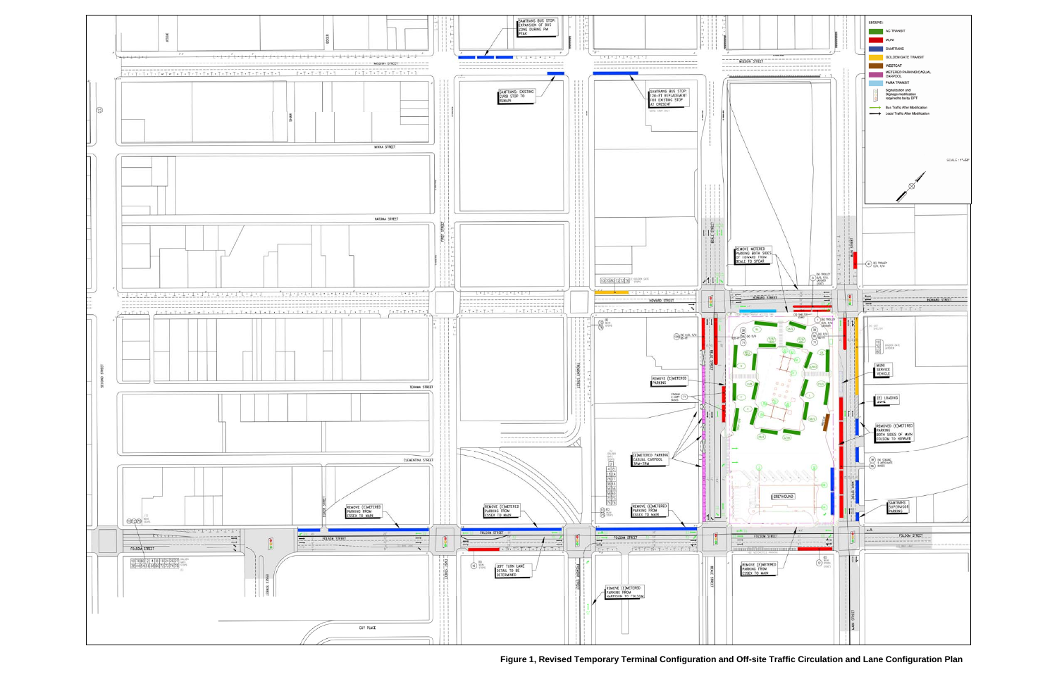LEGEND:

AC TRANSIT

MUNI

SAMTRANS

GOLDEN GATE TRANSIT

WESTCAT

METERED PARKING/CASUAL CARPOOL

PARA TRANSIT

Signalization and Signage modification required to be by DPT

Bus Traffic After Modification

Local Traffic After Modification

SCALE : 1"=50'

SAMTRANS BUS STOP: EXPANSION OF BUS ZONE DURING PM PEAK

SAMTRANS EXISTING CURB STOP TO REMAIN

SAMTRANS BUS STOP: 120-FT REPLACEMENT FOR EXISTING STOP AT CRESENT

REMOVE METERED PARKING BOTH SIDES OF HOWARD FROM BEALE TO SPEAR

REMOVE (E)METERED PARKING

(E)METERED PARKING CASUAL CARPOOL 3PM-7PM

REMOVE (E)METERED PARKING FROM ESSEX TO MAIN

REMOVE (E)METERED PARKING FROM ESSEX TO MAIN

REMOVE (E)METERED PARKING FROM ESSEX TO MAIN

REMOVE (E)METERED PARKING FROM ESSEX TO MAIN

LEFT TURN LANE DETAIL TO BE DETERMINED

REMOVE (E)METERED PARKING FROM HARRISON TO FOLSOM

MUNI SERVICE VEHICLE

(E) LOADING ZONE

REMOVED (E)METERED PARKING BOTH SIDES OF MAIN FOLSOM TO HOWARD

SAMTRANS SUPERVISOR PARKING

GREYHOUND

MISSION STREET

MINNA STREET

NATOMA STREET

HOWARD STREET

TEHAMA STREET

CLEMENTINA STREET

FOLSOM STREET

SECOND STREET

FIRST STREET

FREMONT STREET

BEALE STREET

MAIN STREET

ESSEX STREET

GUY PLACE

Figure 1, Revised Temporary Terminal Configuration and Off-site Traffic Circulation and Lane Configuration Plan